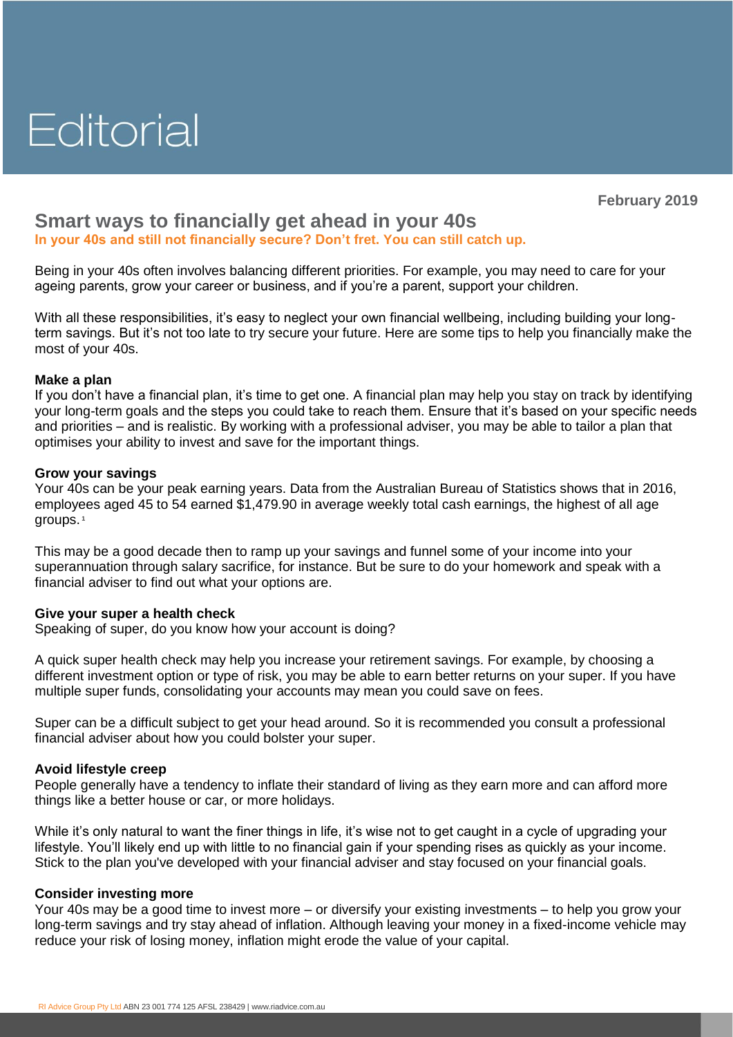# Editorial

February 2019

## Smart ways to financially get ahead in your 40s

**In your 40s and still not financially secure? Don't fret. You can still catch up.**

Being in your 40s often involves balancing different priorities. For example, you may need to care for your ageing parents, grow your career or business, and if you're a parent, support your children.

With all these responsibilities, it's easy to neglect your own financial wellbeing, including building your long-term savings. But it's not too late to try secure your future. Here are some tips to help you financially make the most of your 40s.

### Make a plan

If you don't have a financial plan, it's time to get one. A financial plan may help you stay on track by identifying your long-term goals and the steps you could take to reach them. Ensure that it's based on your specific needs and priorities – and is realistic. By working with a professional adviser, you may be able to tailor a plan that optimises your ability to invest and save for the important things.

### Grow your savings

Your 40s can be your peak earning years. Data from the Australian Bureau of Statistics shows that in 2016, employees aged 45 to 54 earned $1,479.90 in average weekly total cash earnings, the highest of all age groups.[1]

This may be a good decade then to ramp up your savings and funnel some of your income into your superannuation through salary sacrifice, for instance. But be sure to do your homework and speak with a financial adviser to find out what your options are.

### Give your super a health check

Speaking of super, do you know how your account is doing?

A quick super health check may help you increase your retirement savings. For example, by choosing a different investment option or type of risk, you may be able to earn better returns on your super. If you have multiple super funds, consolidating your accounts may mean you could save on fees.

Super can be a difficult subject to get your head around. So it is recommended you consult a professional financial adviser about how you could bolster your super.

### Avoid lifestyle creep

People generally have a tendency to inflate their standard of living as they earn more and can afford more things like a better house or car, or more holidays.

While it's only natural to want the finer things in life, it's wise not to get caught in a cycle of upgrading your lifestyle. You'll likely end up with little to no financial gain if your spending rises as quickly as your income. Stick to the plan you've developed with your financial adviser and stay focused on your financial goals.

### Consider investing more

Your 40s may be a good time to invest more – or diversify your existing investments – to help you grow your long-term savings and try stay ahead of inflation. Although leaving your money in a fixed-income vehicle may reduce your risk of losing money, inflation might erode the value of your capital.

RI Advice Group Pty Ltd ABN 23 001 774 125 AFSL 238429 | www.riadvice.com.au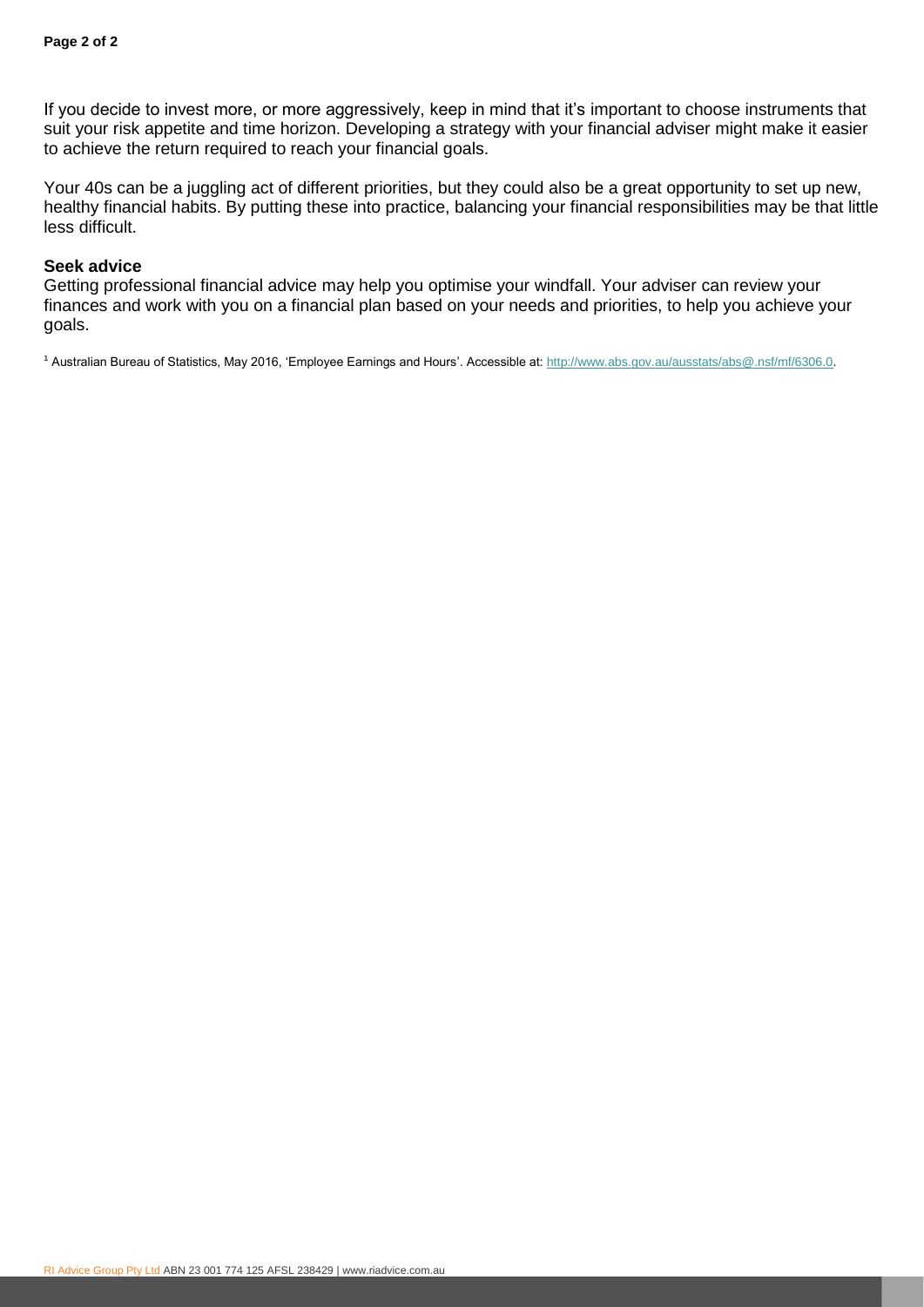If you decide to invest more, or more aggressively, keep in mind that it's important to choose instruments that suit your risk appetite and time horizon. Developing a strategy with your financial adviser might make it easier to achieve the return required to reach your financial goals.

Your 40s can be a juggling act of different priorities, but they could also be a great opportunity to set up new, healthy financial habits. By putting these into practice, balancing your financial responsibilities may be that little less difficult.

### Seek advice

Getting professional financial advice may help you optimise your windfall. Your adviser can review your finances and work with you on a financial plan based on your needs and priorities, to help you achieve your goals.

[1] Australian Bureau of Statistics, May 2016, 'Employee Earnings and Hours'. Accessible at: http://www.abs.gov.au/ausstats/abs@.nsf/mf/6306.0.

RI Advice Group Pty Ltd ABN 23 001 774 125 AFSL 238429 | www.riadvice.com.au